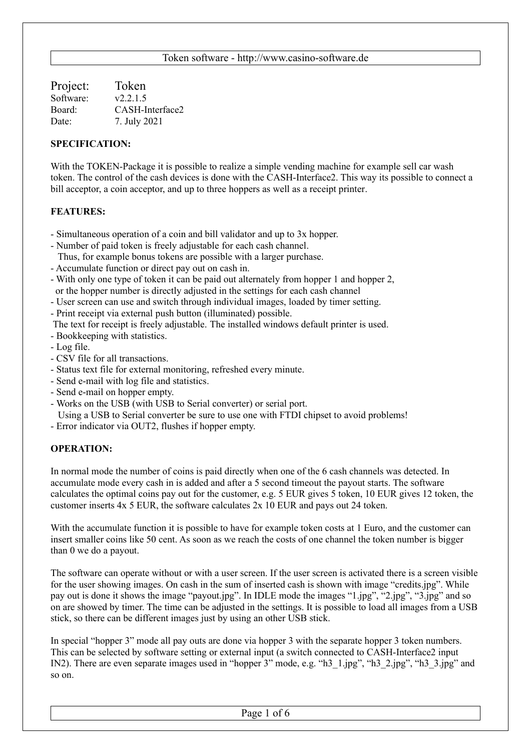Project: Token
Software: v2.2.1.5
Board: CASH-Interface2
Date: 7. July 2021

**SPECIFICATION:**

With the TOKEN-Package it is possible to realize a simple vending machine for example sell car wash token. The control of the cash devices is done with the CASH-Interface2. This way its possible to connect a bill acceptor, a coin acceptor, and up to three hoppers as well as a receipt printer.

**FEATURES:**

- Simultaneous operation of a coin and bill validator and up to 3x hopper.
- Number of paid token is freely adjustable for each cash channel.
  Thus, for example bonus tokens are possible with a larger purchase.
- Accumulate function or direct pay out on cash in.
- With only one type of token it can be paid out alternately from hopper 1 and hopper 2, or the hopper number is directly adjusted in the settings for each cash channel
- User screen can use and switch through individual images, loaded by timer setting.
- Print receipt via external push button (illuminated) possible.
  The text for receipt is freely adjustable. The installed windows default printer is used.
- Bookkeeping with statistics.
- Log file.
- CSV file for all transactions.
- Status text file for external monitoring, refreshed every minute.
- Send e-mail with log file and statistics.
- Send e-mail on hopper empty.
- Works on the USB (with USB to Serial converter) or serial port.
  Using a USB to Serial converter be sure to use one with FTDI chipset to avoid problems!
- Error indicator via OUT2, flushes if hopper empty.

**OPERATION:**

In normal mode the number of coins is paid directly when one of the 6 cash channels was detected. In accumulate mode every cash in is added and after a 5 second timeout the payout starts. The software calculates the optimal coins pay out for the customer, e.g. 5 EUR gives 5 token, 10 EUR gives 12 token, the customer inserts 4x 5 EUR, the software calculates 2x 10 EUR and pays out 24 token.

With the accumulate function it is possible to have for example token costs at 1 Euro, and the customer can insert smaller coins like 50 cent. As soon as we reach the costs of one channel the token number is bigger than 0 we do a payout.

The software can operate without or with a user screen. If the user screen is activated there is a screen visible for the user showing images. On cash in the sum of inserted cash is shown with image "credits.jpg". While pay out is done it shows the image "payout.jpg". In IDLE mode the images "1.jpg", "2.jpg", "3.jpg" and so on are showed by timer. The time can be adjusted in the settings. It is possible to load all images from a USB stick, so there can be different images just by using an other USB stick.

In special "hopper 3" mode all pay outs are done via hopper 3 with the separate hopper 3 token numbers. This can be selected by software setting or external input (a switch connected to CASH-Interface2 input IN2). There are even separate images used in "hopper 3" mode, e.g. "h3_1.jpg", "h3_2.jpg", "h3_3.jpg" and so on.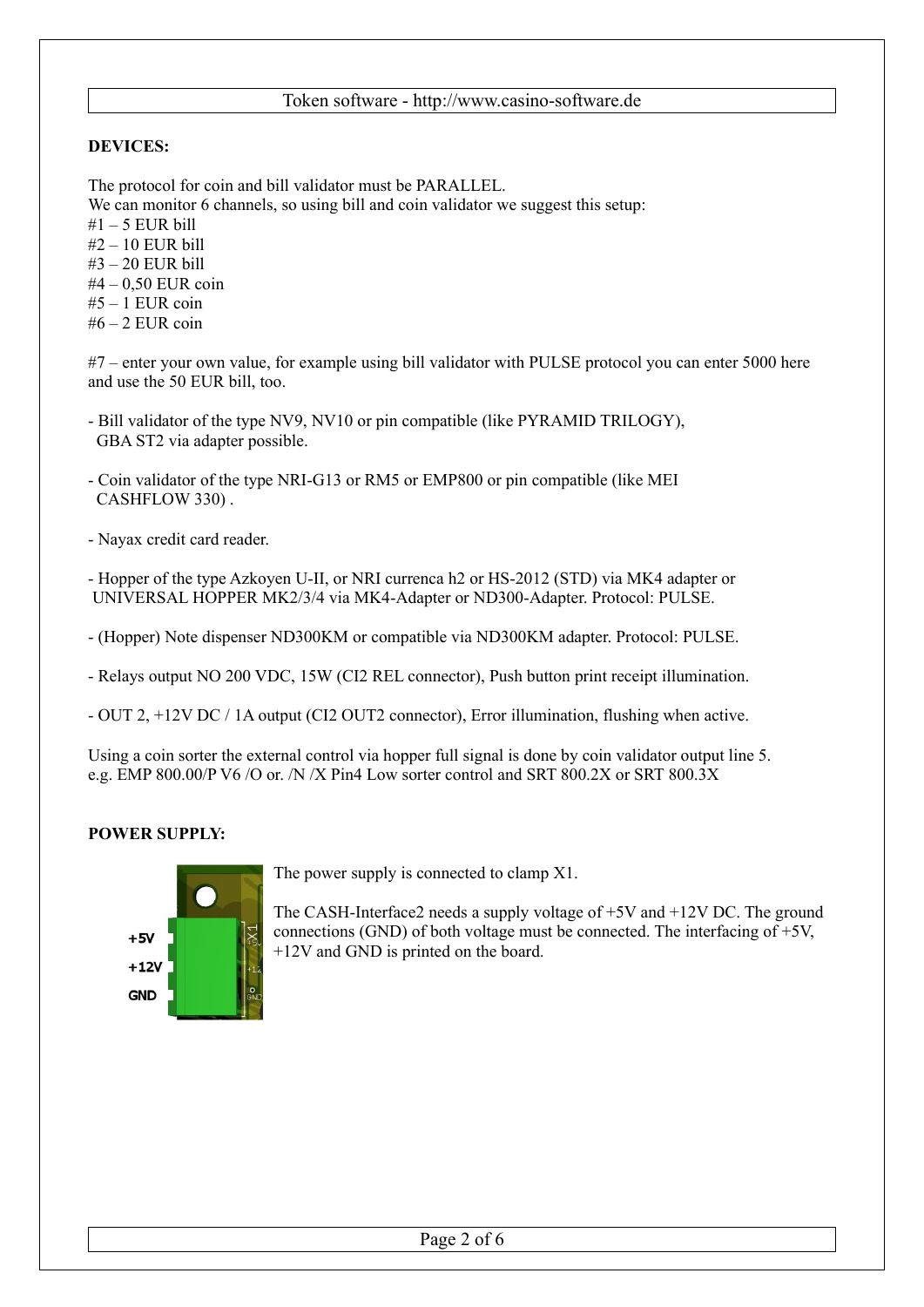**DEVICES:**

The protocol for coin and bill validator must be PARALLEL.
We can monitor 6 channels, so using bill and coin validator we suggest this setup:
#1 – 5 EUR bill
#2 – 10 EUR bill
#3 – 20 EUR bill
#4 – 0,50 EUR coin
#5 – 1 EUR coin
#6 – 2 EUR coin

#7 – enter your own value, for example using bill validator with PULSE protocol you can enter 5000 here and use the 50 EUR bill, too.

- Bill validator of the type NV9, NV10 or pin compatible (like PYRAMID TRILOGY), GBA ST2 via adapter possible.

- Coin validator of the type NRI-G13 or RM5 or EMP800 or pin compatible (like MEI CASHFLOW 330) .

- Nayax credit card reader.

- Hopper of the type Azkoyen U-II, or NRI currenca h2 or HS-2012 (STD) via MK4 adapter or UNIVERSAL HOPPER MK2/3/4 via MK4-Adapter or ND300-Adapter. Protocol: PULSE.

- (Hopper) Note dispenser ND300KM or compatible via ND300KM adapter. Protocol: PULSE.

- Relays output NO 200 VDC, 15W (CI2 REL connector), Push button print receipt illumination.

- OUT 2, +12V DC / 1A output (CI2 OUT2 connector), Error illumination, flushing when active.

Using a coin sorter the external control via hopper full signal is done by coin validator output line 5. e.g. EMP 800.00/P V6 /O or. /N /X Pin4 Low sorter control and SRT 800.2X or SRT 800.3X

**POWER SUPPLY:**

+5V
+12V
GND

The power supply is connected to clamp X1.

The CASH-Interface2 needs a supply voltage of +5V and +12V DC. The ground connections (GND) of both voltage must be connected. The interfacing of +5V, +12V and GND is printed on the board.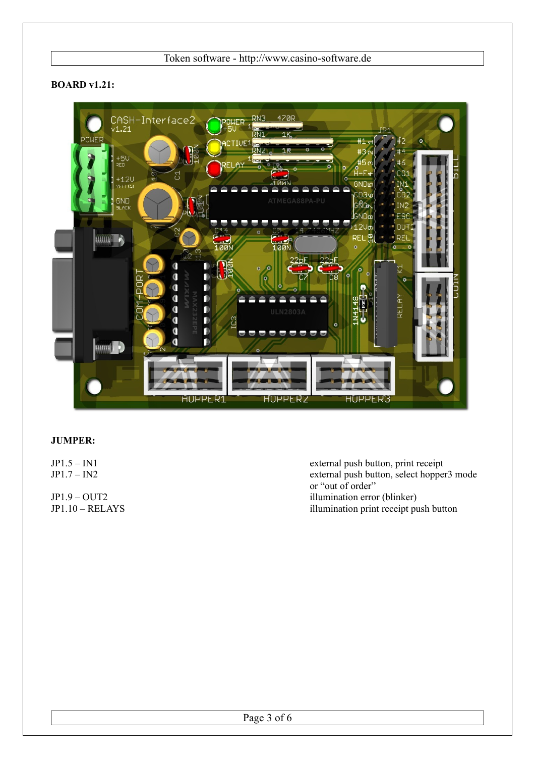**BOARD v1.21:**

**JUMPER:**

| | |
|---|---|
| JP1.5 – IN1 | external push button, print receipt |
| JP1.7 – IN2 | external push button, select hopper3 mode or "out of order" |
| JP1.9 – OUT2 | illumination error (blinker) |
| JP1.10 – RELAYS | illumination print receipt push button |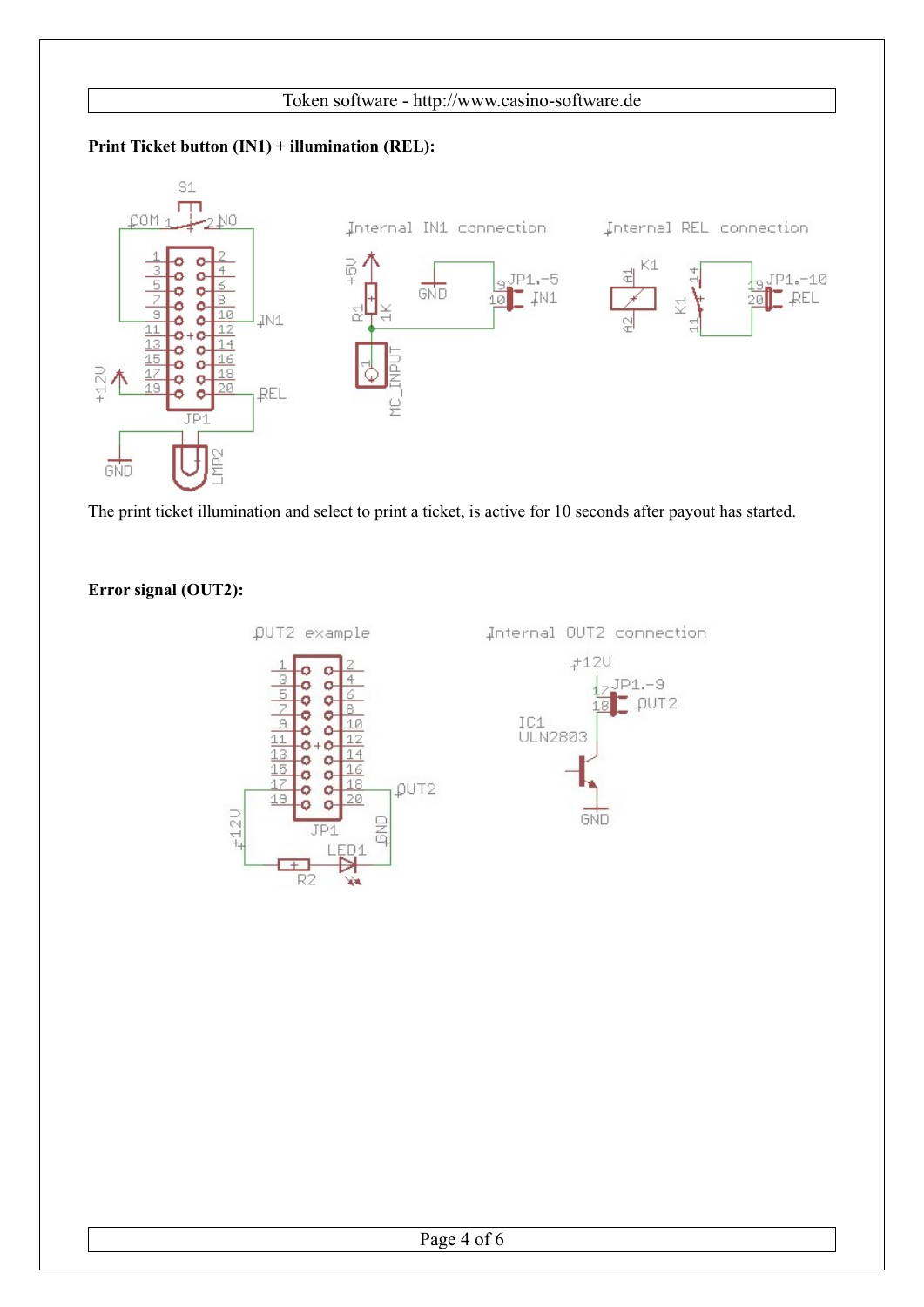**Print Ticket button (IN1) + illumination (REL):**

The print ticket illumination and select to print a ticket, is active for 10 seconds after payout has started.

**Error signal (OUT2):**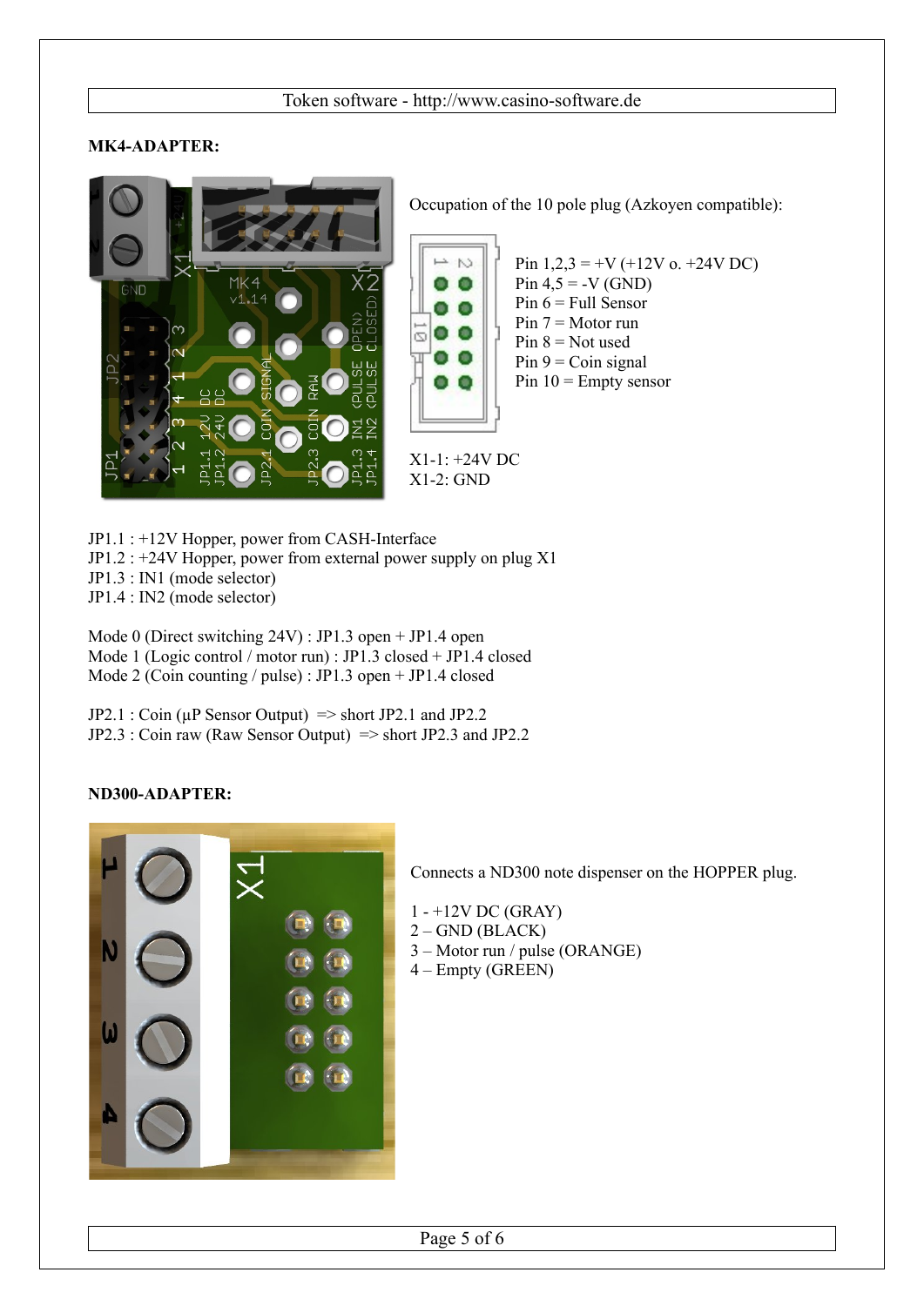## MK4-ADAPTER:

Occupation of the 10 pole plug (Azkoyen compatible):

Pin 1,2,3 = +V (+12V o. +24V DC)
Pin 4,5 = -V (GND)
Pin 6 = Full Sensor
Pin 7 = Motor run
Pin 8 = Not used
Pin 9 = Coin signal
Pin 10 = Empty sensor

X1-1: +24V DC
X1-2: GND

JP1.1 : +12V Hopper, power from CASH-Interface
JP1.2 : +24V Hopper, power from external power supply on plug X1
JP1.3 : IN1 (mode selector)
JP1.4 : IN2 (mode selector)

Mode 0 (Direct switching 24V) : JP1.3 open + JP1.4 open
Mode 1 (Logic control / motor run) : JP1.3 closed + JP1.4 closed
Mode 2 (Coin counting / pulse) : JP1.3 open + JP1.4 closed

JP2.1 : Coin (µP Sensor Output) => short JP2.1 and JP2.2
JP2.3 : Coin raw (Raw Sensor Output) => short JP2.3 and JP2.2

## ND300-ADAPTER:

Connects a ND300 note dispenser on the HOPPER plug.

1 - +12V DC (GRAY)
2 – GND (BLACK)
3 – Motor run / pulse (ORANGE)
4 – Empty (GREEN)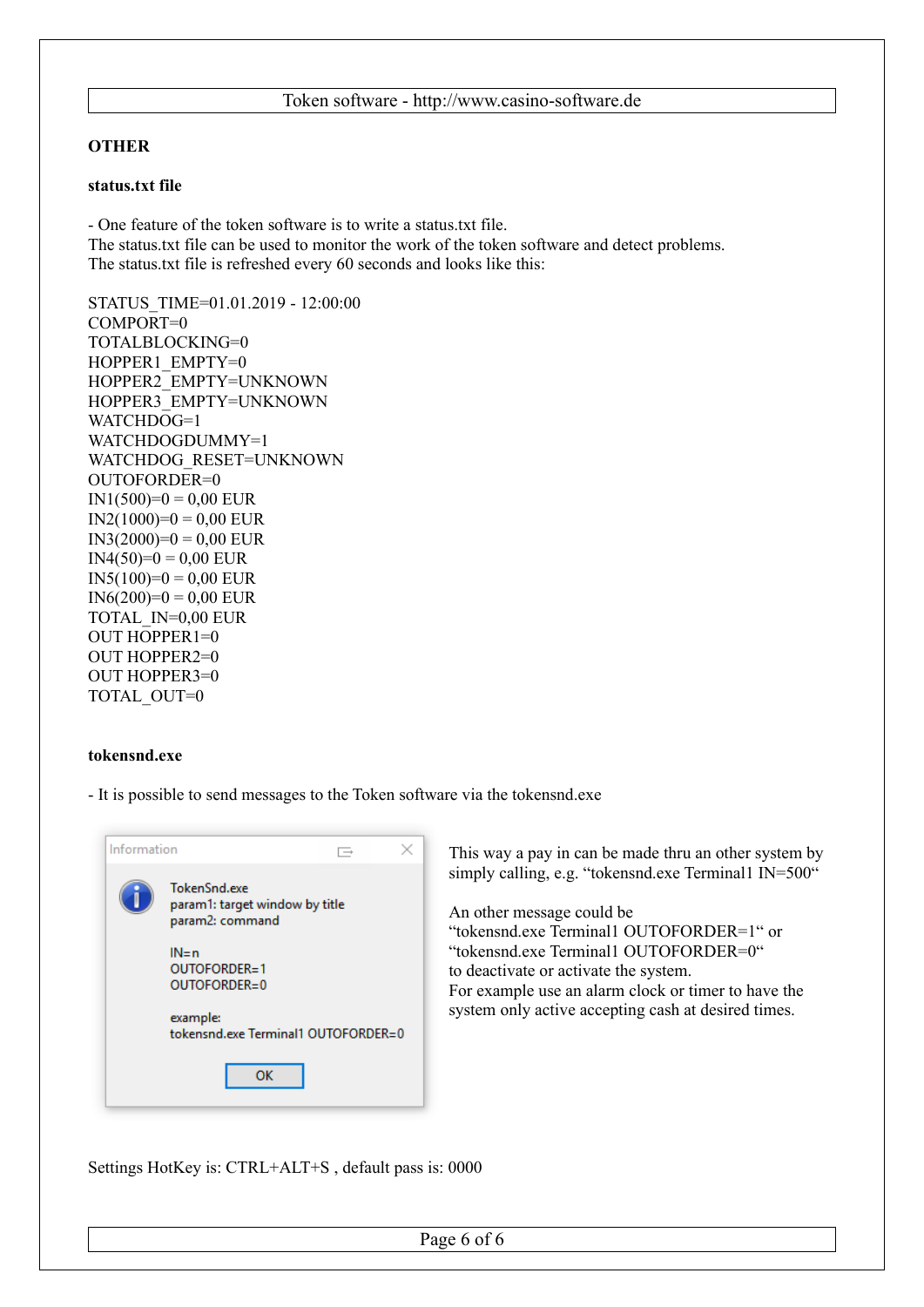## OTHER

### status.txt file

- One feature of the token software is to write a status.txt file.
The status.txt file can be used to monitor the work of the token software and detect problems.
The status.txt file is refreshed every 60 seconds and looks like this:

```
STATUS_TIME=01.01.2019 - 12:00:00
COMPORT=0
TOTALBLOCKING=0
HOPPER1_EMPTY=0
HOPPER2_EMPTY=UNKNOWN
HOPPER3_EMPTY=UNKNOWN
WATCHDOG=1
WATCHDOGDUMMY=1
WATCHDOG_RESET=UNKNOWN
OUTOFORDER=0
IN1(500)=0 = 0,00 EUR
IN2(1000)=0 = 0,00 EUR
IN3(2000)=0 = 0,00 EUR
IN4(50)=0 = 0,00 EUR
IN5(100)=0 = 0,00 EUR
IN6(200)=0 = 0,00 EUR
TOTAL_IN=0,00 EUR
OUT HOPPER1=0
OUT HOPPER2=0
OUT HOPPER3=0
TOTAL_OUT=0
```

### tokensnd.exe

- It is possible to send messages to the Token software via the tokensnd.exe

```
Information

TokenSnd.exe
param1: target window by title
param2: command

IN=n
OUTOFORDER=1
OUTOFORDER=0

example:
tokensnd.exe Terminal1 OUTOFORDER=0

OK
```

This way a pay in can be made thru an other system by simply calling, e.g. “tokensnd.exe Terminal1 IN=500“

An other message could be
“tokensnd.exe Terminal1 OUTOFORDER=1“ or
“tokensnd.exe Terminal1 OUTOFORDER=0“
to deactivate or activate the system.
For example use an alarm clock or timer to have the system only active accepting cash at desired times.

Settings HotKey is: CTRL+ALT+S , default pass is: 0000